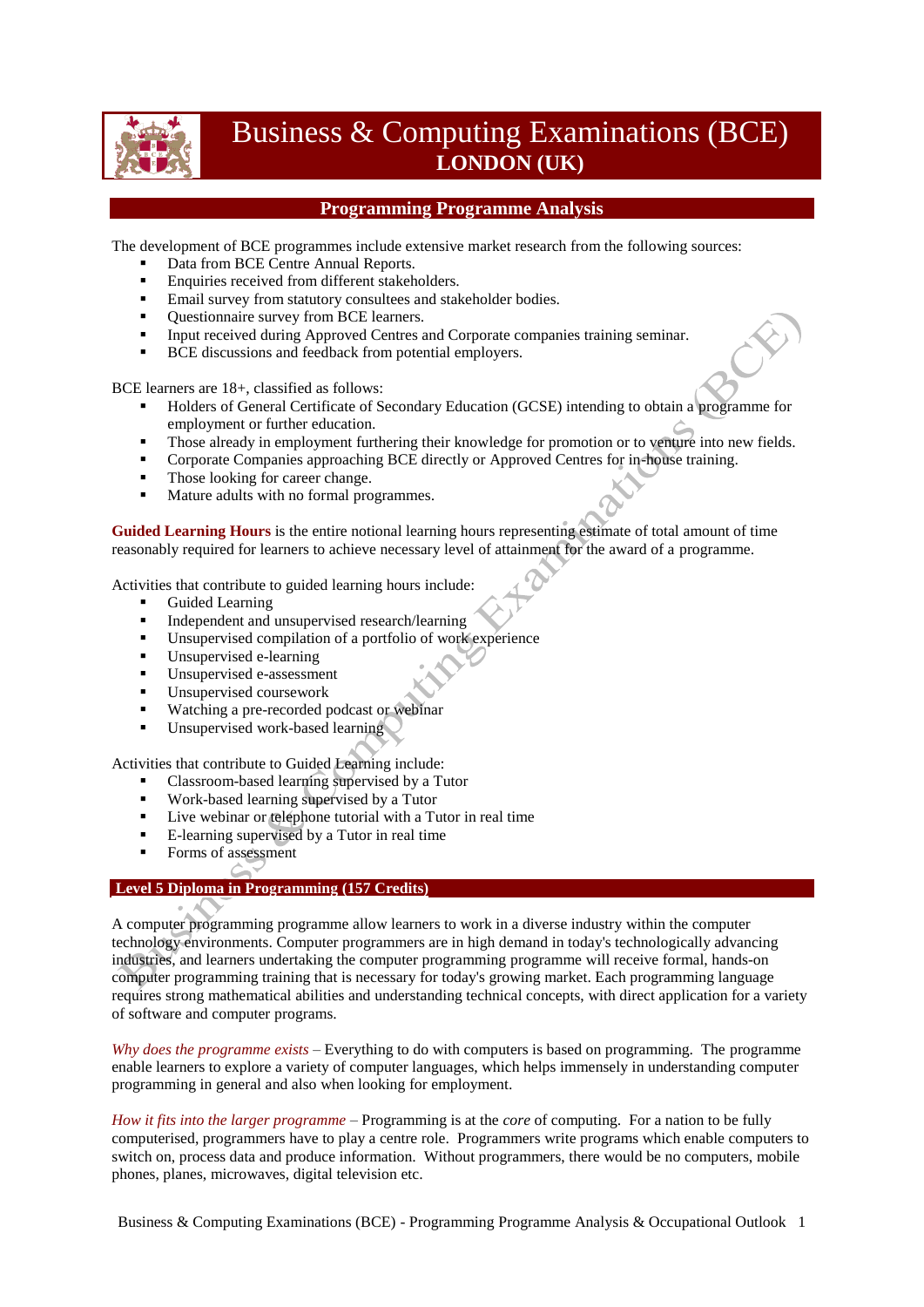# Business & Computing Examinations (BCE)

**LONDON (UK)**

## Programming Programme Analysis

The development of BCE programmes include extensive market research from the following sources:

- Data from BCE Centre Annual Reports.
- Enquiries received from different stakeholders.
- Email survey from statutory consultees and stakeholder bodies.
- Questionnaire survey from BCE learners.
- Input received during Approved Centres and Corporate companies training seminar.
- BCE discussions and feedback from potential employers.

BCE learners are 18+, classified as follows:

- Holders of General Certificate of Secondary Education (GCSE) intending to obtain a programme for employment or further education.
- Those already in employment furthering their knowledge for promotion or to venture into new fields.
- Corporate Companies approaching BCE directly or Approved Centres for in-house training.
- Those looking for career change.
- Mature adults with no formal programmes.

**Guided Learning Hours** is the entire notional learning hours representing estimate of total amount of time reasonably required for learners to achieve necessary level of attainment for the award of a programme.

Activities that contribute to guided learning hours include:

- Guided Learning
- Independent and unsupervised research/learning
- Unsupervised compilation of a portfolio of work experience
- Unsupervised e-learning
- Unsupervised e-assessment
- Unsupervised coursework
- Watching a pre-recorded podcast or webinar
- Unsupervised work-based learning

Activities that contribute to Guided Learning include:

- Classroom-based learning supervised by a Tutor
- Work-based learning supervised by a Tutor
- Live webinar or telephone tutorial with a Tutor in real time
- E-learning supervised by a Tutor in real time
- Forms of assessment

### Level 5 Diploma in Programming (157 Credits)

A computer programming programme allow learners to work in a diverse industry within the computer technology environments. Computer programmers are in high demand in today's technologically advancing industries, and learners undertaking the computer programming programme will receive formal, hands-on computer programming training that is necessary for today's growing market. Each programming language requires strong mathematical abilities and understanding technical concepts, with direct application for a variety of software and computer programs.

*Why does the programme exists* – Everything to do with computers is based on programming. The programme enable learners to explore a variety of computer languages, which helps immensely in understanding computer programming in general and also when looking for employment.

*How it fits into the larger programme* – Programming is at the *core* of computing. For a nation to be fully computerised, programmers have to play a centre role. Programmers write programs which enable computers to switch on, process data and produce information. Without programmers, there would be no computers, mobile phones, planes, microwaves, digital television etc.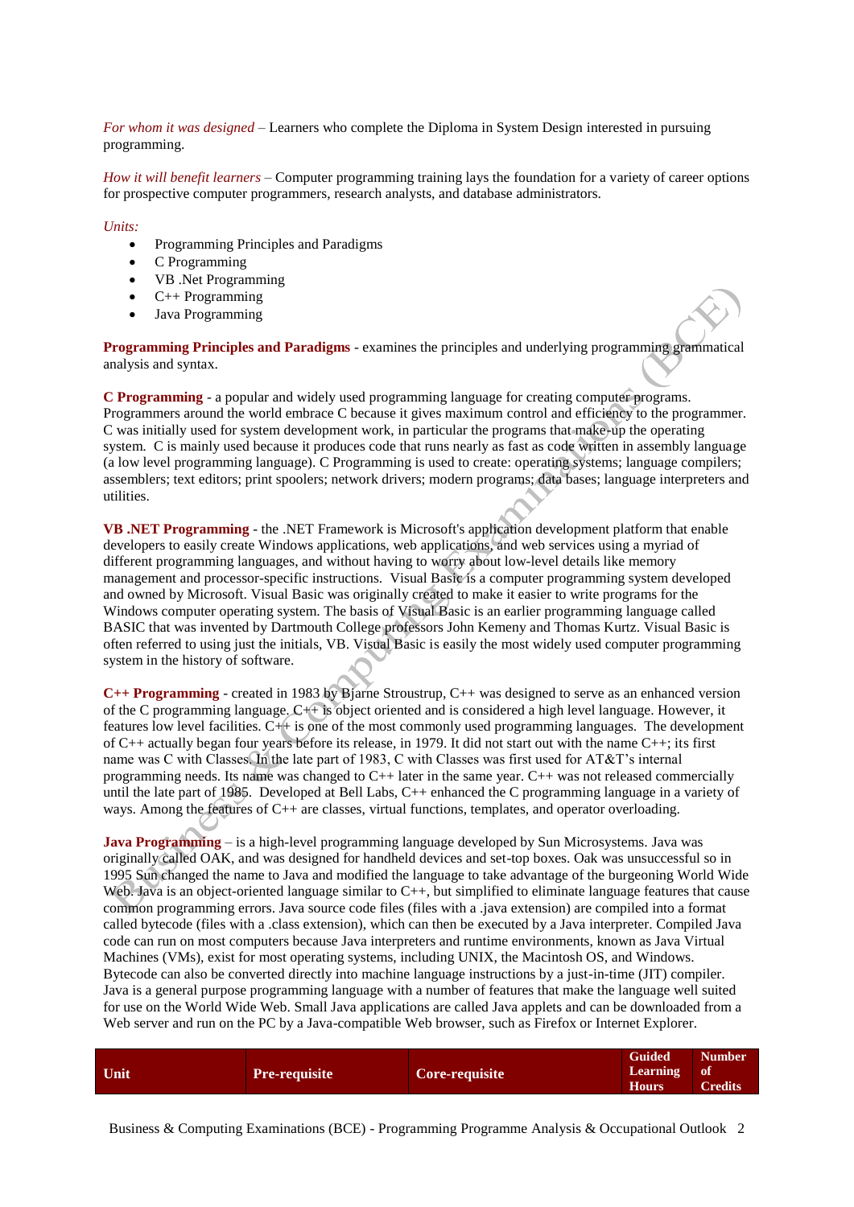*For whom it was designed* – Learners who complete the Diploma in System Design interested in pursuing programming.

*How it will benefit learners* – Computer programming training lays the foundation for a variety of career options for prospective computer programmers, research analysts, and database administrators.

*Units:*

- Programming Principles and Paradigms
- C Programming
- VB .Net Programming
- C++ Programming
- Java Programming

**Programming Principles and Paradigms** - examines the principles and underlying programming grammatical analysis and syntax.

**C Programming** - a popular and widely used programming language for creating computer programs. Programmers around the world embrace C because it gives maximum control and efficiency to the programmer. C was initially used for system development work, in particular the programs that make-up the operating system. C is mainly used because it produces code that runs nearly as fast as code written in assembly language (a low level programming language). C Programming is used to create: operating systems; language compilers; assemblers; text editors; print spoolers; network drivers; modern programs; data bases; language interpreters and utilities.

**VB .NET Programming** - the .NET Framework is Microsoft's application development platform that enable developers to easily create Windows applications, web applications, and web services using a myriad of different programming languages, and without having to worry about low-level details like memory management and processor-specific instructions. Visual Basic is a computer programming system developed and owned by Microsoft. Visual Basic was originally created to make it easier to write programs for the Windows computer operating system. The basis of Visual Basic is an earlier programming language called BASIC that was invented by Dartmouth College professors John Kemeny and Thomas Kurtz. Visual Basic is often referred to using just the initials, VB. Visual Basic is easily the most widely used computer programming system in the history of software.

**C++ Programming** - created in 1983 by Bjarne Stroustrup, C++ was designed to serve as an enhanced version of the C programming language. C++ is object oriented and is considered a high level language. However, it features low level facilities. C++ is one of the most commonly used programming languages. The development of C++ actually began four years before its release, in 1979. It did not start out with the name C++; its first name was C with Classes. In the late part of 1983, C with Classes was first used for AT&T's internal programming needs. Its name was changed to C++ later in the same year. C++ was not released commercially until the late part of 1985. Developed at Bell Labs, C++ enhanced the C programming language in a variety of ways. Among the features of C++ are classes, virtual functions, templates, and operator overloading.

**Java Programming** – is a high-level programming language developed by Sun Microsystems. Java was originally called OAK, and was designed for handheld devices and set-top boxes. Oak was unsuccessful so in 1995 Sun changed the name to Java and modified the language to take advantage of the burgeoning World Wide Web. Java is an object-oriented language similar to C++, but simplified to eliminate language features that cause common programming errors. Java source code files (files with a .java extension) are compiled into a format called bytecode (files with a .class extension), which can then be executed by a Java interpreter. Compiled Java code can run on most computers because Java interpreters and runtime environments, known as Java Virtual Machines (VMs), exist for most operating systems, including UNIX, the Macintosh OS, and Windows. Bytecode can also be converted directly into machine language instructions by a just-in-time (JIT) compiler. Java is a general purpose programming language with a number of features that make the language well suited for use on the World Wide Web. Small Java applications are called Java applets and can be downloaded from a Web server and run on the PC by a Java-compatible Web browser, such as Firefox or Internet Explorer.

| Unit | Pre-requisite | Core-requisite | Guided Learning Hours | Number of Credits |
|---|---|---|---|---|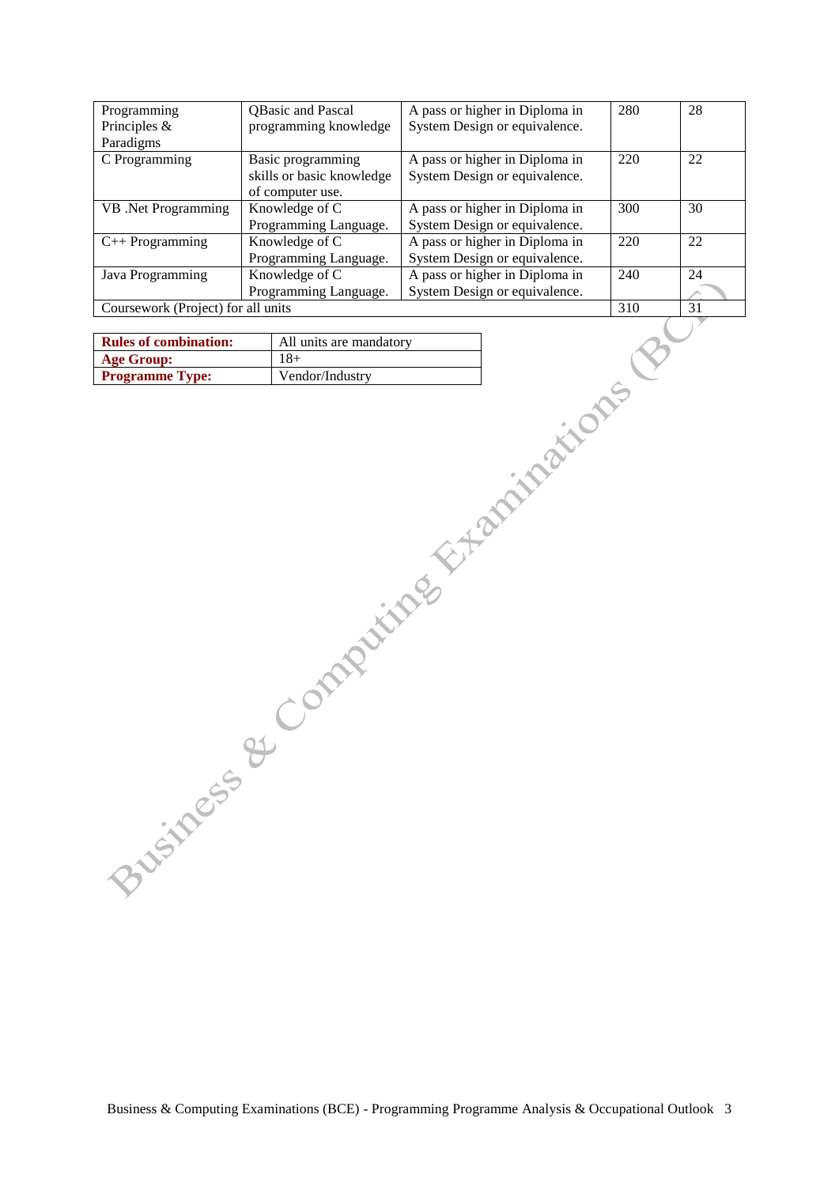| Programming Principles & Paradigms | QBasic and Pascal programming knowledge | A pass or higher in Diploma in System Design or equivalence. | 280 | 28 |
|---|---|---|---|---|
| C Programming | Basic programming skills or basic knowledge of computer use. | A pass or higher in Diploma in System Design or equivalence. | 220 | 22 |
| VB .Net Programming | Knowledge of C Programming Language. | A pass or higher in Diploma in System Design or equivalence. | 300 | 30 |
| C++ Programming | Knowledge of C Programming Language. | A pass or higher in Diploma in System Design or equivalence. | 220 | 22 |
| Java Programming | Knowledge of C Programming Language. | A pass or higher in Diploma in System Design or equivalence. | 240 | 24 |
| Coursework (Project) for all units | | | 310 | 31 |

| **Rules of combination:** | All units are mandatory |
|---|---|
| **Age Group:** | 18+ |
| **Programme Type:** | Vendor/Industry |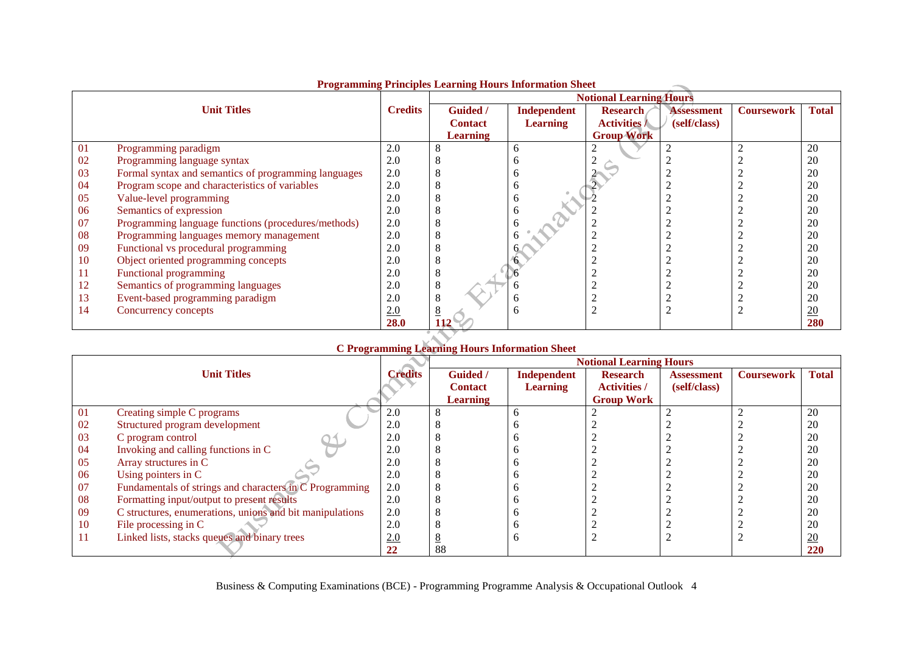**Programming Principles Learning Hours Information Sheet**

| | Unit Titles | Credits | Notional Learning Hours | | | | | |
|---|---|---|---|---|---|---|---|---|
| | | | **Guided / Contact Learning** | **Independent Learning** | **Research Activities / Group Work** | **Assessment (self/class)** | **Coursework** | **Total** |
| 01 | Programming paradigm | 2.0 | 8 | 6 | 2 | 2 | 2 | 20 |
| 02 | Programming language syntax | 2.0 | 8 | 6 | 2 | 2 | 2 | 20 |
| 03 | Formal syntax and semantics of programming languages | 2.0 | 8 | 6 | 2 | 2 | 2 | 20 |
| 04 | Program scope and characteristics of variables | 2.0 | 8 | 6 | 2 | 2 | 2 | 20 |
| 05 | Value-level programming | 2.0 | 8 | 6 | 2 | 2 | 2 | 20 |
| 06 | Semantics of expression | 2.0 | 8 | 6 | 2 | 2 | 2 | 20 |
| 07 | Programming language functions (procedures/methods) | 2.0 | 8 | 6 | 2 | 2 | 2 | 20 |
| 08 | Programming languages memory management | 2.0 | 8 | 6 | 2 | 2 | 2 | 20 |
| 09 | Functional vs procedural programming | 2.0 | 8 | 6 | 2 | 2 | 2 | 20 |
| 10 | Object oriented programming concepts | 2.0 | 8 | 6 | 2 | 2 | 2 | 20 |
| 11 | Functional programming | 2.0 | 8 | 6 | 2 | 2 | 2 | 20 |
| 12 | Semantics of programming languages | 2.0 | 8 | 6 | 2 | 2 | 2 | 20 |
| 13 | Event-based programming paradigm | 2.0 | 8 | 6 | 2 | 2 | 2 | 20 |
| 14 | Concurrency concepts | 2.0 | 8 | 6 | 2 | 2 | 2 | 20 |
| | | **28.0** | **112** | | | | | **280** |

**C Programming Learning Hours Information Sheet**

| | Unit Titles | Credits | Notional Learning Hours | | | | | |
|---|---|---|---|---|---|---|---|---|
| | | | **Guided / Contact Learning** | **Independent Learning** | **Research Activities / Group Work** | **Assessment (self/class)** | **Coursework** | **Total** |
| 01 | Creating simple C programs | 2.0 | 8 | 6 | 2 | 2 | 2 | 20 |
| 02 | Structured program development | 2.0 | 8 | 6 | 2 | 2 | 2 | 20 |
| 03 | C program control | 2.0 | 8 | 6 | 2 | 2 | 2 | 20 |
| 04 | Invoking and calling functions in C | 2.0 | 8 | 6 | 2 | 2 | 2 | 20 |
| 05 | Array structures in C | 2.0 | 8 | 6 | 2 | 2 | 2 | 20 |
| 06 | Using pointers in C | 2.0 | 8 | 6 | 2 | 2 | 2 | 20 |
| 07 | Fundamentals of strings and characters in C Programming | 2.0 | 8 | 6 | 2 | 2 | 2 | 20 |
| 08 | Formatting input/output to present results | 2.0 | 8 | 6 | 2 | 2 | 2 | 20 |
| 09 | C structures, enumerations, unions and bit manipulations | 2.0 | 8 | 6 | 2 | 2 | 2 | 20 |
| 10 | File processing in C | 2.0 | 8 | 6 | 2 | 2 | 2 | 20 |
| 11 | Linked lists, stacks queues and binary trees | 2.0 | 8 | 6 | 2 | 2 | 2 | 20 |
| | | **22** | 88 | | | | | **220** |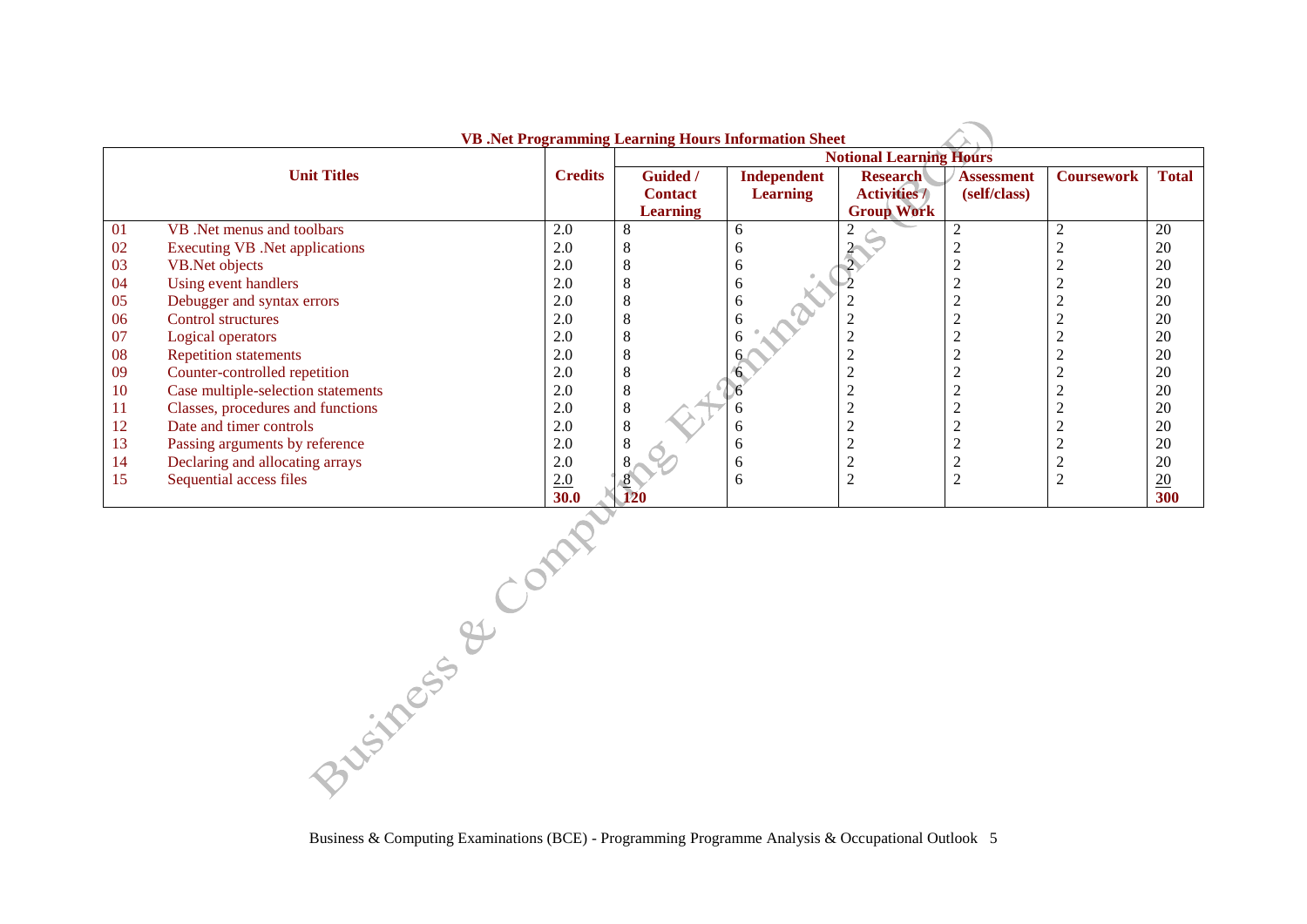**VB .Net Programming Learning Hours Information Sheet**

| Unit Titles | | Credits | Notional Learning Hours | | | | | |
|---|---|---|---|---|---|---|---|---|
| | | | Guided / Contact Learning | Independent Learning | Research Activities / Group Work | Assessment (self/class) | Coursework | Total |
| 01 | VB .Net menus and toolbars | 2.0 | 8 | 6 | 2 | 2 | 2 | 20 |
| 02 | Executing VB .Net applications | 2.0 | 8 | 6 | 2 | 2 | 2 | 20 |
| 03 | VB.Net objects | 2.0 | 8 | 6 | 2 | 2 | 2 | 20 |
| 04 | Using event handlers | 2.0 | 8 | 6 | 2 | 2 | 2 | 20 |
| 05 | Debugger and syntax errors | 2.0 | 8 | 6 | 2 | 2 | 2 | 20 |
| 06 | Control structures | 2.0 | 8 | 6 | 2 | 2 | 2 | 20 |
| 07 | Logical operators | 2.0 | 8 | 6 | 2 | 2 | 2 | 20 |
| 08 | Repetition statements | 2.0 | 8 | 6 | 2 | 2 | 2 | 20 |
| 09 | Counter-controlled repetition | 2.0 | 8 | 6 | 2 | 2 | 2 | 20 |
| 10 | Case multiple-selection statements | 2.0 | 8 | 6 | 2 | 2 | 2 | 20 |
| 11 | Classes, procedures and functions | 2.0 | 8 | 6 | 2 | 2 | 2 | 20 |
| 12 | Date and timer controls | 2.0 | 8 | 6 | 2 | 2 | 2 | 20 |
| 13 | Passing arguments by reference | 2.0 | 8 | 6 | 2 | 2 | 2 | 20 |
| 14 | Declaring and allocating arrays | 2.0 | 8 | 6 | 2 | 2 | 2 | 20 |
| 15 | Sequential access files | 2.0 | 8 | 6 | 2 | 2 | 2 | 20 |
| | | **30.0** | **120** | | | | | **300** |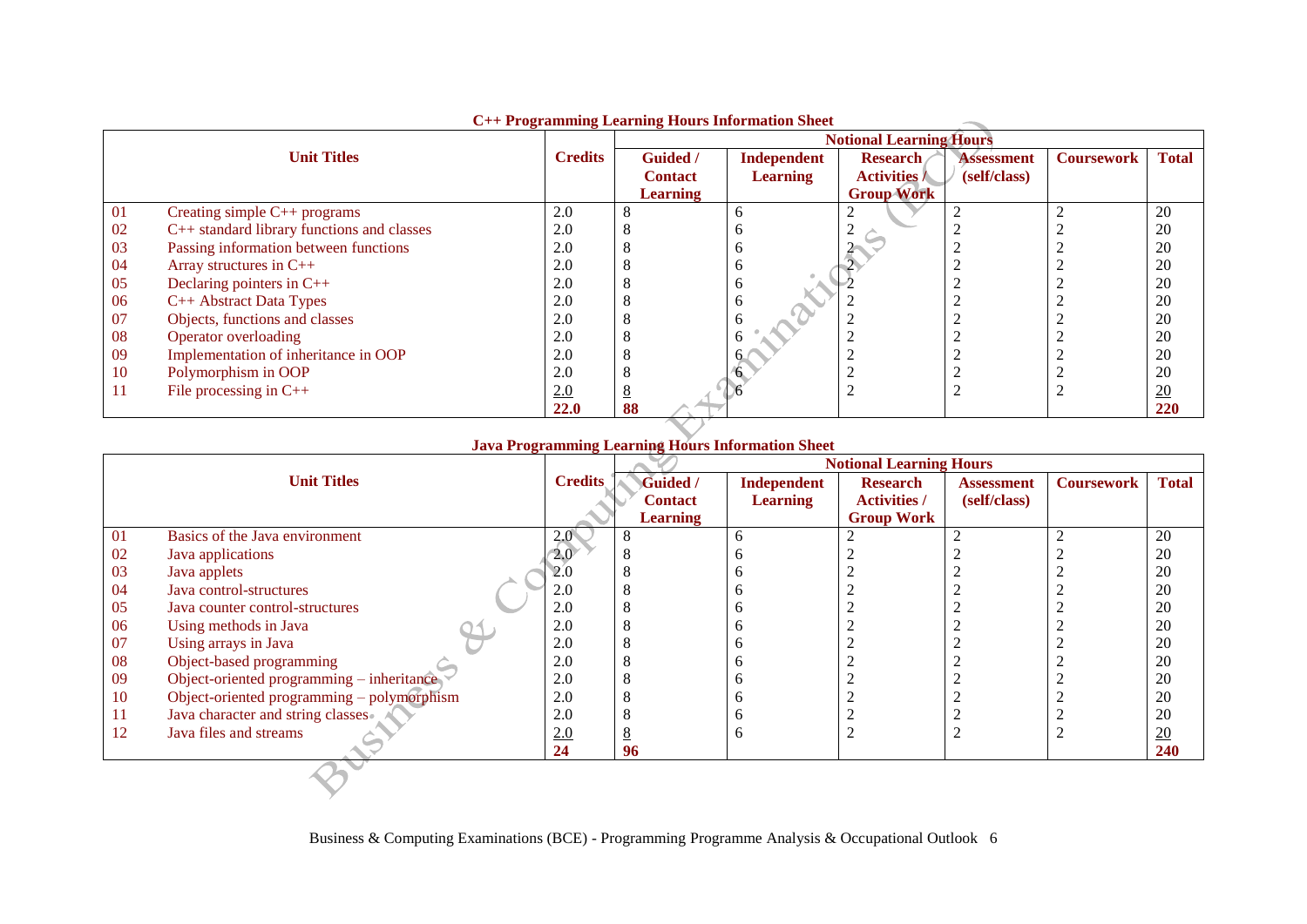**C++ Programming Learning Hours Information Sheet**

| Unit Titles | | Credits | Notional Learning Hours | | | | | |
|---|---|---|---|---|---|---|---|---|
| | | | Guided / Contact Learning | Independent Learning | Research Activities / Group Work | Assessment (self/class) | Coursework | Total |
| 01 | Creating simple C++ programs | 2.0 | 8 | 6 | 2 | 2 | 2 | 20 |
| 02 | C++ standard library functions and classes | 2.0 | 8 | 6 | 2 | 2 | 2 | 20 |
| 03 | Passing information between functions | 2.0 | 8 | 6 | 2 | 2 | 2 | 20 |
| 04 | Array structures in C++ | 2.0 | 8 | 6 | 2 | 2 | 2 | 20 |
| 05 | Declaring pointers in C++ | 2.0 | 8 | 6 | 2 | 2 | 2 | 20 |
| 06 | C++ Abstract Data Types | 2.0 | 8 | 6 | 2 | 2 | 2 | 20 |
| 07 | Objects, functions and classes | 2.0 | 8 | 6 | 2 | 2 | 2 | 20 |
| 08 | Operator overloading | 2.0 | 8 | 6 | 2 | 2 | 2 | 20 |
| 09 | Implementation of inheritance in OOP | 2.0 | 8 | 6 | 2 | 2 | 2 | 20 |
| 10 | Polymorphism in OOP | 2.0 | 8 | 6 | 2 | 2 | 2 | 20 |
| 11 | File processing in C++ | 2.0 | 8 | 6 | 2 | 2 | 2 | 20 |
| | | **22.0** | **88** | | | | | **220** |

**Java Programming Learning Hours Information Sheet**

| Unit Titles | | Credits | Notional Learning Hours | | | | | |
|---|---|---|---|---|---|---|---|---|
| | | | Guided / Contact Learning | Independent Learning | Research Activities / Group Work | Assessment (self/class) | Coursework | Total |
| 01 | Basics of the Java environment | 2.0 | 8 | 6 | 2 | 2 | 2 | 20 |
| 02 | Java applications | 2.0 | 8 | 6 | 2 | 2 | 2 | 20 |
| 03 | Java applets | 2.0 | 8 | 6 | 2 | 2 | 2 | 20 |
| 04 | Java control-structures | 2.0 | 8 | 6 | 2 | 2 | 2 | 20 |
| 05 | Java counter control-structures | 2.0 | 8 | 6 | 2 | 2 | 2 | 20 |
| 06 | Using methods in Java | 2.0 | 8 | 6 | 2 | 2 | 2 | 20 |
| 07 | Using arrays in Java | 2.0 | 8 | 6 | 2 | 2 | 2 | 20 |
| 08 | Object-based programming | 2.0 | 8 | 6 | 2 | 2 | 2 | 20 |
| 09 | Object-oriented programming – inheritance | 2.0 | 8 | 6 | 2 | 2 | 2 | 20 |
| 10 | Object-oriented programming – polymorphism | 2.0 | 8 | 6 | 2 | 2 | 2 | 20 |
| 11 | Java character and string classes | 2.0 | 8 | 6 | 2 | 2 | 2 | 20 |
| 12 | Java files and streams | 2.0 | 8 | 6 | 2 | 2 | 2 | 20 |
| | | **24** | **96** | | | | | **240** |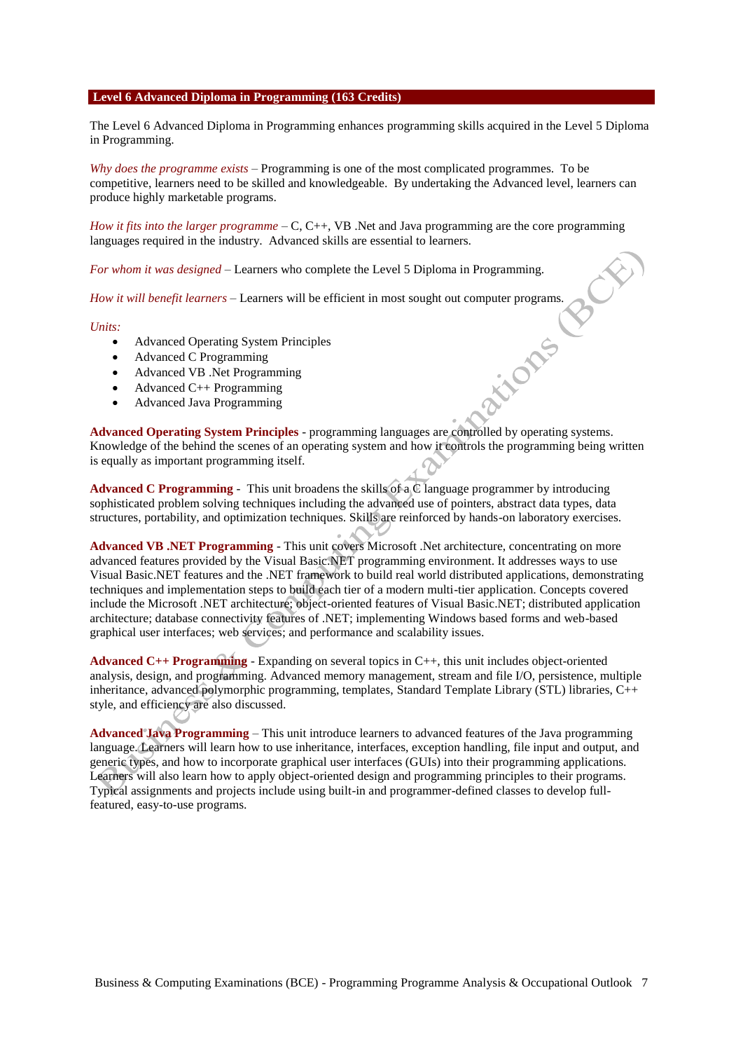## Level 6 Advanced Diploma in Programming (163 Credits)

The Level 6 Advanced Diploma in Programming enhances programming skills acquired in the Level 5 Diploma in Programming.

*Why does the programme exists* – Programming is one of the most complicated programmes. To be competitive, learners need to be skilled and knowledgeable. By undertaking the Advanced level, learners can produce highly marketable programs.

*How it fits into the larger programme* – C, C++, VB .Net and Java programming are the core programming languages required in the industry. Advanced skills are essential to learners.

*For whom it was designed* – Learners who complete the Level 5 Diploma in Programming.

*How it will benefit learners* – Learners will be efficient in most sought out computer programs.

*Units:*

- Advanced Operating System Principles
- Advanced C Programming
- Advanced VB .Net Programming
- Advanced C++ Programming
- Advanced Java Programming

**Advanced Operating System Principles** - programming languages are controlled by operating systems. Knowledge of the behind the scenes of an operating system and how it controls the programming being written is equally as important programming itself.

**Advanced C Programming** - This unit broadens the skills of a C language programmer by introducing sophisticated problem solving techniques including the advanced use of pointers, abstract data types, data structures, portability, and optimization techniques. Skills are reinforced by hands-on laboratory exercises.

**Advanced VB .NET Programming** - This unit covers Microsoft .Net architecture, concentrating on more advanced features provided by the Visual Basic.NET programming environment. It addresses ways to use Visual Basic.NET features and the .NET framework to build real world distributed applications, demonstrating techniques and implementation steps to build each tier of a modern multi-tier application. Concepts covered include the Microsoft .NET architecture; object-oriented features of Visual Basic.NET; distributed application architecture; database connectivity features of .NET; implementing Windows based forms and web-based graphical user interfaces; web services; and performance and scalability issues.

**Advanced C++ Programming** - Expanding on several topics in C++, this unit includes object-oriented analysis, design, and programming. Advanced memory management, stream and file I/O, persistence, multiple inheritance, advanced polymorphic programming, templates, Standard Template Library (STL) libraries, C++ style, and efficiency are also discussed.

**Advanced Java Programming** – This unit introduce learners to advanced features of the Java programming language. Learners will learn how to use inheritance, interfaces, exception handling, file input and output, and generic types, and how to incorporate graphical user interfaces (GUIs) into their programming applications. Learners will also learn how to apply object-oriented design and programming principles to their programs. Typical assignments and projects include using built-in and programmer-defined classes to develop full-featured, easy-to-use programs.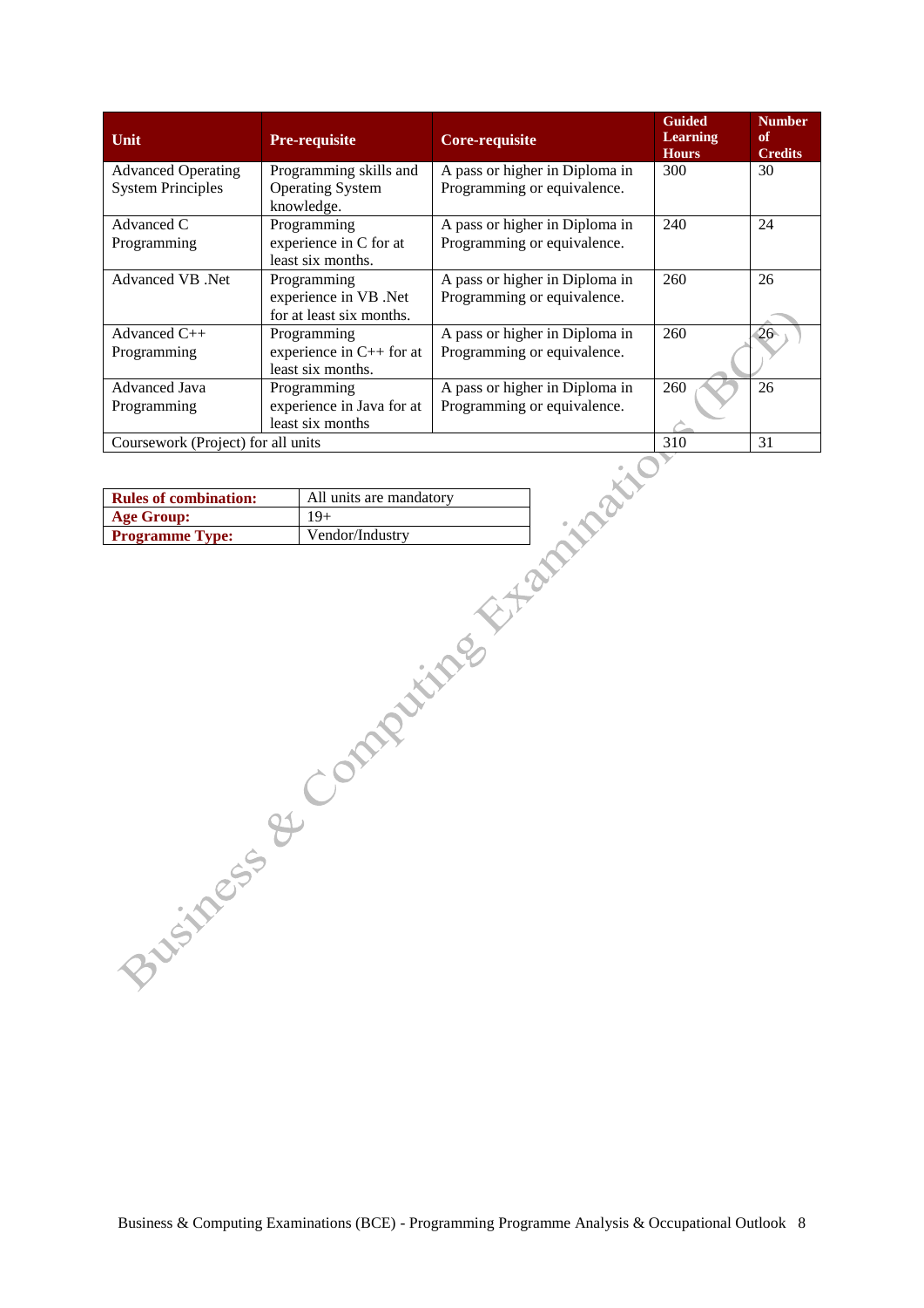| Unit | Pre-requisite | Core-requisite | Guided Learning Hours | Number of Credits |
|---|---|---|---|---|
| Advanced Operating System Principles | Programming skills and Operating System knowledge. | A pass or higher in Diploma in Programming or equivalence. | 300 | 30 |
| Advanced C Programming | Programming experience in C for at least six months. | A pass or higher in Diploma in Programming or equivalence. | 240 | 24 |
| Advanced VB .Net | Programming experience in VB .Net for at least six months. | A pass or higher in Diploma in Programming or equivalence. | 260 | 26 |
| Advanced C++ Programming | Programming experience in C++ for at least six months. | A pass or higher in Diploma in Programming or equivalence. | 260 | 26 |
| Advanced Java Programming | Programming experience in Java for at least six months | A pass or higher in Diploma in Programming or equivalence. | 260 | 26 |
| Coursework (Project) for all units | | | 310 | 31 |

| | |
|---|---|
| **Rules of combination:** | All units are mandatory |
| **Age Group:** | 19+ |
| **Programme Type:** | Vendor/Industry |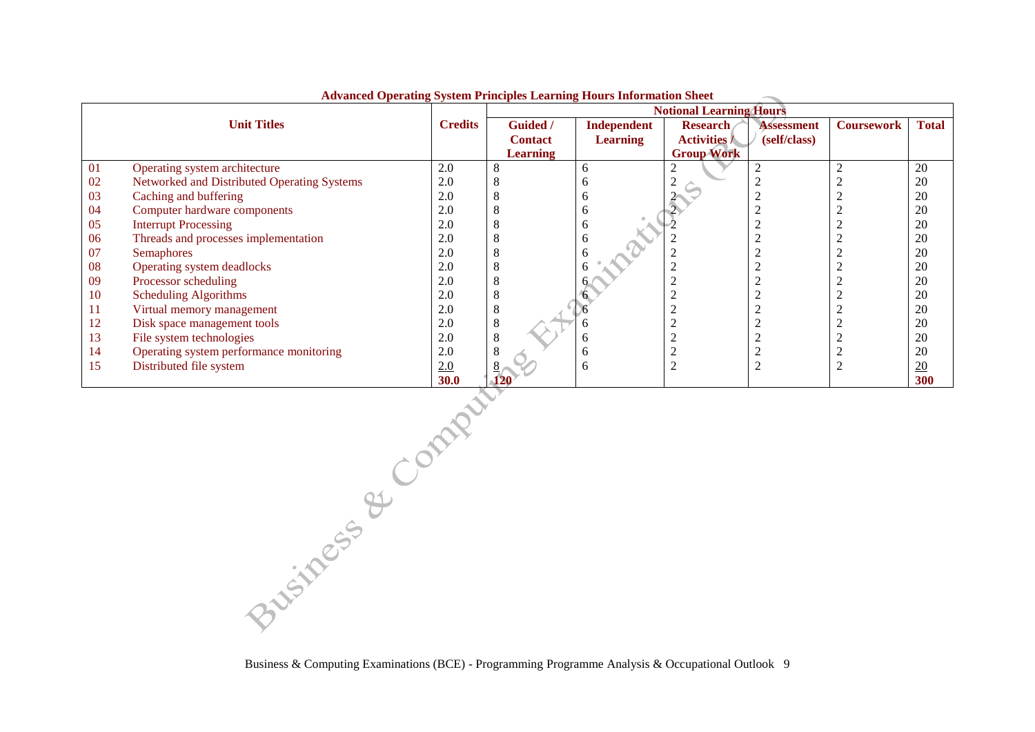**Advanced Operating System Principles Learning Hours Information Sheet**

| Unit Titles | | Credits | Notional Learning Hours | | | | | |
|---|---|---|---|---|---|---|---|---|
| | | | Guided / Contact Learning | Independent Learning | Research Activities / Group Work | Assessment (self/class) | Coursework | Total |
| 01 | Operating system architecture | 2.0 | 8 | 6 | 2 | 2 | 2 | 20 |
| 02 | Networked and Distributed Operating Systems | 2.0 | 8 | 6 | 2 | 2 | 2 | 20 |
| 03 | Caching and buffering | 2.0 | 8 | 6 | 2 | 2 | 2 | 20 |
| 04 | Computer hardware components | 2.0 | 8 | 6 | 2 | 2 | 2 | 20 |
| 05 | Interrupt Processing | 2.0 | 8 | 6 | 2 | 2 | 2 | 20 |
| 06 | Threads and processes implementation | 2.0 | 8 | 6 | 2 | 2 | 2 | 20 |
| 07 | Semaphores | 2.0 | 8 | 6 | 2 | 2 | 2 | 20 |
| 08 | Operating system deadlocks | 2.0 | 8 | 6 | 2 | 2 | 2 | 20 |
| 09 | Processor scheduling | 2.0 | 8 | 6 | 2 | 2 | 2 | 20 |
| 10 | Scheduling Algorithms | 2.0 | 8 | 6 | 2 | 2 | 2 | 20 |
| 11 | Virtual memory management | 2.0 | 8 | 6 | 2 | 2 | 2 | 20 |
| 12 | Disk space management tools | 2.0 | 8 | 6 | 2 | 2 | 2 | 20 |
| 13 | File system technologies | 2.0 | 8 | 6 | 2 | 2 | 2 | 20 |
| 14 | Operating system performance monitoring | 2.0 | 8 | 6 | 2 | 2 | 2 | 20 |
| 15 | Distributed file system | 2.0 | 8 | 6 | 2 | 2 | 2 | 20 |
| | | **30.0** | **120** | | | | | **300** |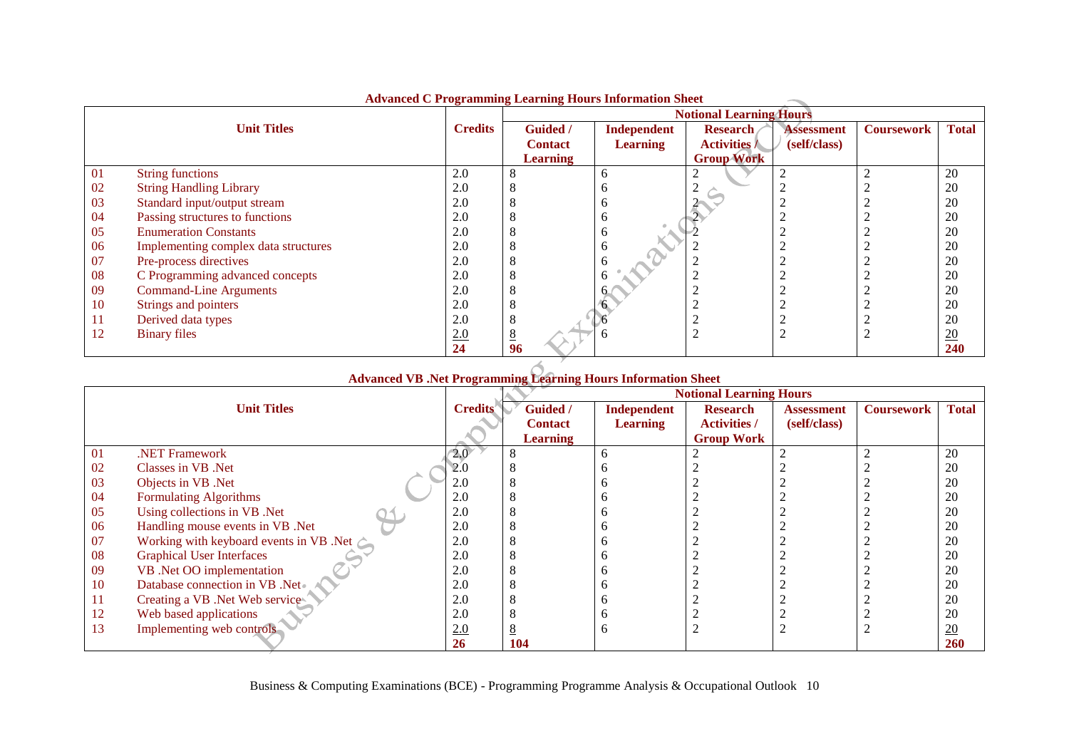## Advanced C Programming Learning Hours Information Sheet

| | Unit Titles | Credits | Notional Learning Hours | | | | | |
|---|---|---|---|---|---|---|---|---|
| | | | Guided / Contact Learning | Independent Learning | Research Activities / Group Work | Assessment (self/class) | Coursework | Total |
| 01 | String functions | 2.0 | 8 | 6 | 2 | 2 | 2 | 20 |
| 02 | String Handling Library | 2.0 | 8 | 6 | 2 | 2 | 2 | 20 |
| 03 | Standard input/output stream | 2.0 | 8 | 6 | 2 | 2 | 2 | 20 |
| 04 | Passing structures to functions | 2.0 | 8 | 6 | 2 | 2 | 2 | 20 |
| 05 | Enumeration Constants | 2.0 | 8 | 6 | 2 | 2 | 2 | 20 |
| 06 | Implementing complex data structures | 2.0 | 8 | 6 | 2 | 2 | 2 | 20 |
| 07 | Pre-process directives | 2.0 | 8 | 6 | 2 | 2 | 2 | 20 |
| 08 | C Programming advanced concepts | 2.0 | 8 | 6 | 2 | 2 | 2 | 20 |
| 09 | Command-Line Arguments | 2.0 | 8 | 6 | 2 | 2 | 2 | 20 |
| 10 | Strings and pointers | 2.0 | 8 | 6 | 2 | 2 | 2 | 20 |
| 11 | Derived data types | 2.0 | 8 | 6 | 2 | 2 | 2 | 20 |
| 12 | Binary files | 2.0 | 8 | 6 | 2 | 2 | 2 | 20 |
| | | **24** | **96** | | | | | **240** |

## Advanced VB .Net Programming Learning Hours Information Sheet

| | Unit Titles | Credits | Notional Learning Hours | | | | | |
|---|---|---|---|---|---|---|---|---|
| | | | Guided / Contact Learning | Independent Learning | Research Activities / Group Work | Assessment (self/class) | Coursework | Total |
| 01 | .NET Framework | 2.0 | 8 | 6 | 2 | 2 | 2 | 20 |
| 02 | Classes in VB .Net | 2.0 | 8 | 6 | 2 | 2 | 2 | 20 |
| 03 | Objects in VB .Net | 2.0 | 8 | 6 | 2 | 2 | 2 | 20 |
| 04 | Formulating Algorithms | 2.0 | 8 | 6 | 2 | 2 | 2 | 20 |
| 05 | Using collections in VB .Net | 2.0 | 8 | 6 | 2 | 2 | 2 | 20 |
| 06 | Handling mouse events in VB .Net | 2.0 | 8 | 6 | 2 | 2 | 2 | 20 |
| 07 | Working with keyboard events in VB .Net | 2.0 | 8 | 6 | 2 | 2 | 2 | 20 |
| 08 | Graphical User Interfaces | 2.0 | 8 | 6 | 2 | 2 | 2 | 20 |
| 09 | VB .Net OO implementation | 2.0 | 8 | 6 | 2 | 2 | 2 | 20 |
| 10 | Database connection in VB .Net | 2.0 | 8 | 6 | 2 | 2 | 2 | 20 |
| 11 | Creating a VB .Net Web service | 2.0 | 8 | 6 | 2 | 2 | 2 | 20 |
| 12 | Web based applications | 2.0 | 8 | 6 | 2 | 2 | 2 | 20 |
| 13 | Implementing web controls | 2.0 | 8 | 6 | 2 | 2 | 2 | 20 |
| | | **26** | **104** | | | | | **260** |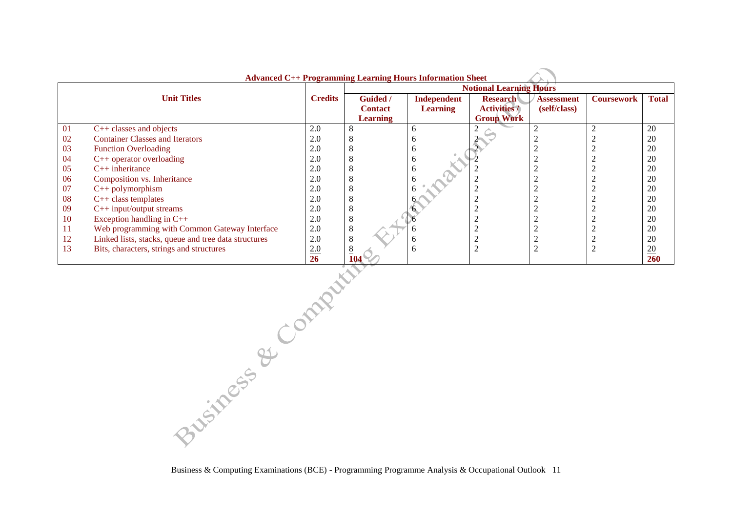**Advanced C++ Programming Learning Hours Information Sheet**

| | Unit Titles | Credits | Notional Learning Hours | | | | | |
|---|---|---|---|---|---|---|---|---|
| | | | Guided / Contact Learning | Independent Learning | Research Activities / Group Work | Assessment (self/class) | Coursework | Total |
| 01 | C++ classes and objects | 2.0 | 8 | 6 | 2 | 2 | 2 | 20 |
| 02 | Container Classes and Iterators | 2.0 | 8 | 6 | 2 | 2 | 2 | 20 |
| 03 | Function Overloading | 2.0 | 8 | 6 | 2 | 2 | 2 | 20 |
| 04 | C++ operator overloading | 2.0 | 8 | 6 | 2 | 2 | 2 | 20 |
| 05 | C++ inheritance | 2.0 | 8 | 6 | 2 | 2 | 2 | 20 |
| 06 | Composition vs. Inheritance | 2.0 | 8 | 6 | 2 | 2 | 2 | 20 |
| 07 | C++ polymorphism | 2.0 | 8 | 6 | 2 | 2 | 2 | 20 |
| 08 | C++ class templates | 2.0 | 8 | 6 | 2 | 2 | 2 | 20 |
| 09 | C++ input/output streams | 2.0 | 8 | 6 | 2 | 2 | 2 | 20 |
| 10 | Exception handling in C++ | 2.0 | 8 | 6 | 2 | 2 | 2 | 20 |
| 11 | Web programming with Common Gateway Interface | 2.0 | 8 | 6 | 2 | 2 | 2 | 20 |
| 12 | Linked lists, stacks, queue and tree data structures | 2.0 | 8 | 6 | 2 | 2 | 2 | 20 |
| 13 | Bits, characters, strings and structures | 2.0 | 8 | 6 | 2 | 2 | 2 | 20 |
| | | **26** | **104** | | | | | **260** |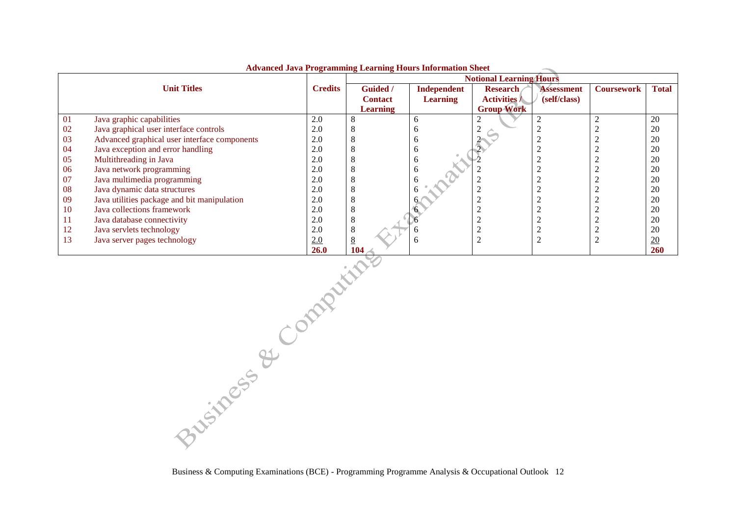**Advanced Java Programming Learning Hours Information Sheet**

| Unit Titles | | Credits | Notional Learning Hours | | | | | |
|---|---|---|---|---|---|---|---|---|
| | | | Guided / Contact Learning | Independent Learning | Research Activities / Group Work | Assessment (self/class) | Coursework | Total |
| 01 | Java graphic capabilities | 2.0 | 8 | 6 | 2 | 2 | 2 | 20 |
| 02 | Java graphical user interface controls | 2.0 | 8 | 6 | 2 | 2 | 2 | 20 |
| 03 | Advanced graphical user interface components | 2.0 | 8 | 6 | 2 | 2 | 2 | 20 |
| 04 | Java exception and error handling | 2.0 | 8 | 6 | 2 | 2 | 2 | 20 |
| 05 | Multithreading in Java | 2.0 | 8 | 6 | 2 | 2 | 2 | 20 |
| 06 | Java network programming | 2.0 | 8 | 6 | 2 | 2 | 2 | 20 |
| 07 | Java multimedia programming | 2.0 | 8 | 6 | 2 | 2 | 2 | 20 |
| 08 | Java dynamic data structures | 2.0 | 8 | 6 | 2 | 2 | 2 | 20 |
| 09 | Java utilities package and bit manipulation | 2.0 | 8 | 6 | 2 | 2 | 2 | 20 |
| 10 | Java collections framework | 2.0 | 8 | 6 | 2 | 2 | 2 | 20 |
| 11 | Java database connectivity | 2.0 | 8 | 6 | 2 | 2 | 2 | 20 |
| 12 | Java servlets technology | 2.0 | 8 | 6 | 2 | 2 | 2 | 20 |
| 13 | Java server pages technology | 2.0 | 8 | 6 | 2 | 2 | 2 | 20 |
| | | **26.0** | **104** | | | | | **260** |